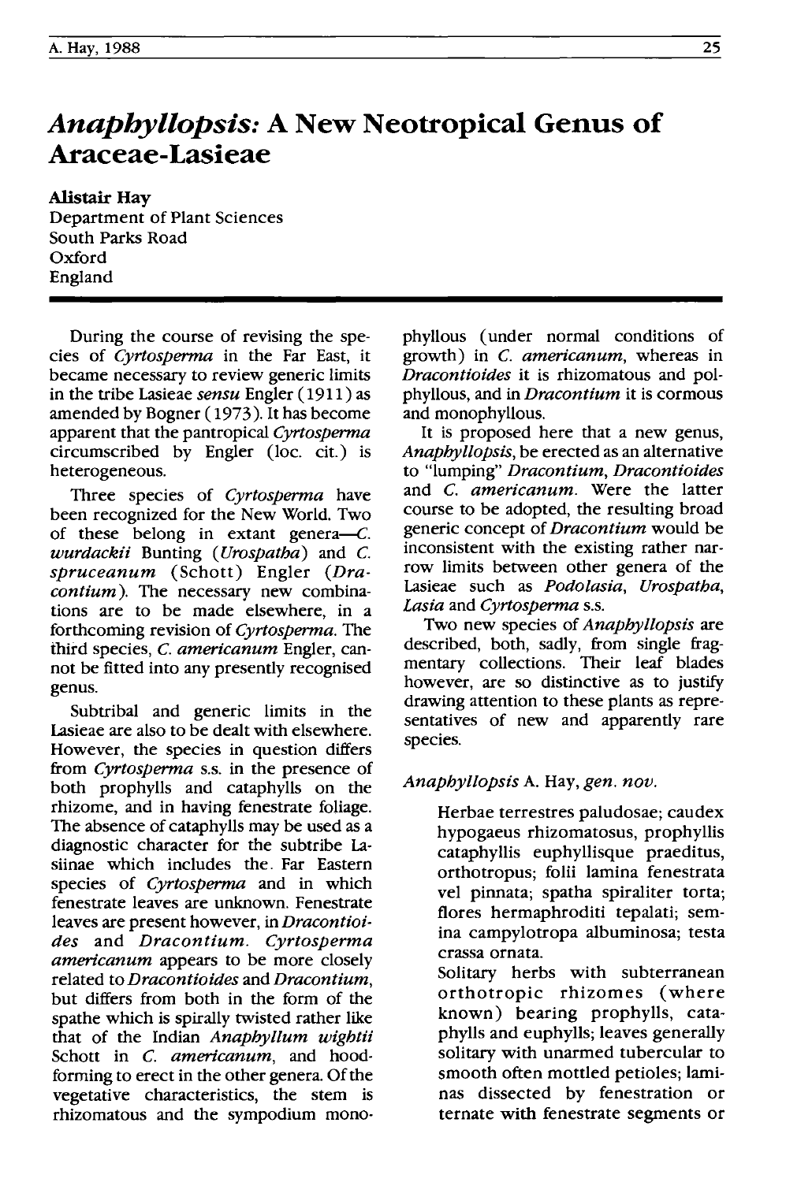# *Anaphyllopsis:* A New Neotropical Genus of Araceae-Lasieae

**Alistair Hay**
Department of Plant Sciences
South Parks Road
Oxford
England

During the course of revising the species of *Cyrtosperma* in the Far East, it became necessary to review generic limits in the tribe Lasieae *sensu* Engler (1911) as amended by Bogner (1973). It has become apparent that the pantropical *Cyrtosperma* circumscribed by Engler (loc. cit.) is heterogeneous.

Three species of *Cyrtosperma* have been recognized for the New World. Two of these belong in extant genera—*C. wurdackii* Bunting (*Urospatha*) and *C. spruceanum* (Schott) Engler (*Dracontium*). The necessary new combinations are to be made elsewhere, in a forthcoming revision of *Cyrtosperma*. The third species, *C. americanum* Engler, cannot be fitted into any presently recognised genus.

Subtribal and generic limits in the Lasieae are also to be dealt with elsewhere. However, the species in question differs from *Cyrtosperma* s.s. in the presence of both prophylls and cataphylls on the rhizome, and in having fenestrate foliage. The absence of cataphylls may be used as a diagnostic character for the subtribe Lasiinae which includes the Far Eastern species of *Cyrtosperma* and in which fenestrate leaves are unknown. Fenestrate leaves are present however, in *Dracontioides* and *Dracontium*. *Cyrtosperma americanum* appears to be more closely related to *Dracontioides* and *Dracontium*, but differs from both in the form of the spathe which is spirally twisted rather like that of the Indian *Anaphyllum wightii* Schott in *C. americanum*, and hood-forming to erect in the other genera. Of the vegetative characteristics, the stem is rhizomatous and the sympodium monophyllous (under normal conditions of growth) in *C. americanum*, whereas in *Dracontioides* it is rhizomatous and polphyllous, and in *Dracontium* it is cormous and monophyllous.

It is proposed here that a new genus, *Anaphyllopsis*, be erected as an alternative to "lumping" *Dracontium*, *Dracontioides* and *C. americanum*. Were the latter course to be adopted, the resulting broad generic concept of *Dracontium* would be inconsistent with the existing rather narrow limits between other genera of the Lasieae such as *Podolasia*, *Urospatha*, *Lasia* and *Cyrtosperma* s.s.

Two new species of *Anaphyllopsis* are described, both, sadly, from single fragmentary collections. Their leaf blades however, are so distinctive as to justify drawing attention to these plants as representatives of new and apparently rare species.

*Anaphyllopsis* A. Hay, *gen. nov.*

> Herbae terrestres paludosae; caudex hypogaeus rhizomatosus, prophyllis cataphyllis euphyllisque praeditus, orthotropus; folii lamina fenestrata vel pinnata; spatha spiraliter torta; flores hermaphroditi tepalati; semina campylotropa albuminosa; testa crassa ornata.
>
> Solitary herbs with subterranean orthotropic rhizomes (where known) bearing prophylls, cataphylls and euphylls; leaves generally solitary with unarmed tubercular to smooth often mottled petioles; laminas dissected by fenestration or ternate with fenestrate segments or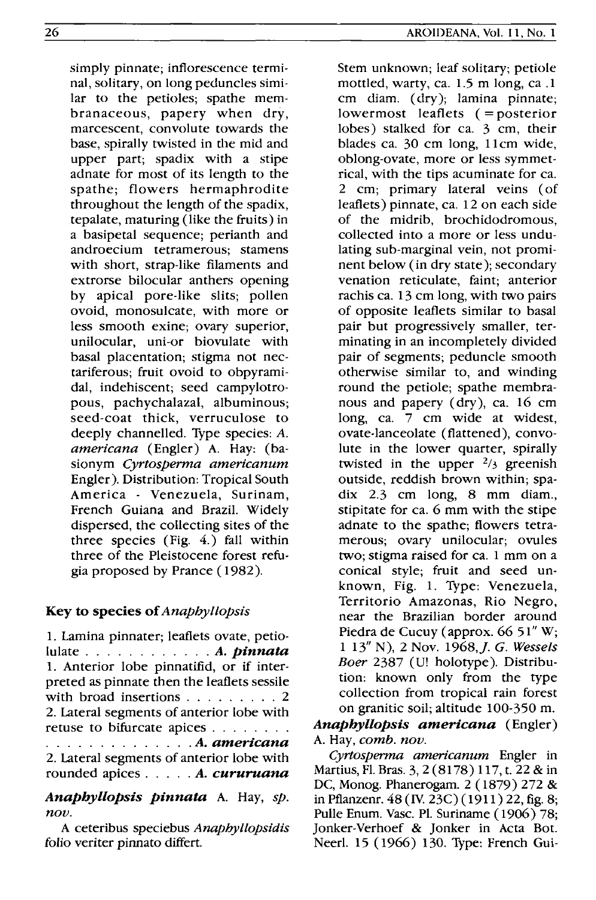simply pinnate; inflorescence terminal, solitary, on long peduncles similar to the petioles; spathe membranaceous, papery when dry, marcescent, convolute towards the base, spirally twisted in the mid and upper part; spadix with a stipe adnate for most of its length to the spathe; flowers hermaphrodite throughout the length of the spadix, tepalate, maturing (like the fruits) in a basipetal sequence; perianth and androecium tetramerous; stamens with short, strap-like filaments and extrorse bilocular anthers opening by apical pore-like slits; pollen ovoid, monosulcate, with more or less smooth exine; ovary superior, unilocular, uni-or biovulate with basal placentation; stigma not nectariferous; fruit ovoid to obpyramidal, indehiscent; seed campylotropous, pachychalazal, albuminous; seed-coat thick, verruculose to deeply channelled. Type species: *A. americana* (Engler) A. Hay: (basionym *Cyrtosperma americanum* Engler). Distribution: Tropical South America - Venezuela, Surinam, French Guiana and Brazil. Widely dispersed, the collecting sites of the three species (Fig. 4.) fall within three of the Pleistocene forest refugia proposed by Prance (1982).

### Key to species of *Anaphyllopsis*

1. Lamina pinnater; leaflets ovate, petiolulate . . . . . . . . . . . . ***A. pinnata***
1. Anterior lobe pinnatifid, or if interpreted as pinnate then the leaflets sessile with broad insertions . . . . . . . . . 2
2. Lateral segments of anterior lobe with retuse to bifurcate apices . . . . . . . . . . . . . . . . . . . . . . . ***A. americana***
2. Lateral segments of anterior lobe with rounded apices . . . . . ***A. cururuana***

***Anaphyllopsis pinnata*** A. Hay, *sp. nov.*

A ceteribus speciebus *Anaphyllopsidis* folio veriter pinnato differt.

Stem unknown; leaf solitary; petiole mottled, warty, ca. 1.5 m long, ca .1 cm diam. (dry); lamina pinnate; lowermost leaflets ( = posterior lobes) stalked for ca. 3 cm, their blades ca. 30 cm long, 11cm wide, oblong-ovate, more or less symmetrical, with the tips acuminate for ca. 2 cm; primary lateral veins (of leaflets) pinnate, ca. 12 on each side of the midrib, brochidodromous, collected into a more or less undulating sub-marginal vein, not prominent below (in dry state); secondary venation reticulate, faint; anterior rachis ca. 13 cm long, with two pairs of opposite leaflets similar to basal pair but progressively smaller, terminating in an incompletely divided pair of segments; peduncle smooth otherwise similar to, and winding round the petiole; spathe membranous and papery (dry), ca. 16 cm long, ca. 7 cm wide at widest, ovate-lanceolate (flattened), convolute in the lower quarter, spirally twisted in the upper 2/3 greenish outside, reddish brown within; spadix 2.3 cm long, 8 mm diam., stipitate for ca. 6 mm with the stipe adnate to the spathe; flowers tetramerous; ovary unilocular; ovules two; stigma raised for ca. 1 mm on a conical style; fruit and seed unknown, Fig. 1. Type: Venezuela, Territorio Amazonas, Rio Negro, near the Brazilian border around Piedra de Cucuy (approx. 66 51" W; 1 13" N), 2 Nov. 1968, *J. G. Wessels Boer* 2387 (U! holotype). Distribution: known only from the type collection from tropical rain forest on granitic soil; altitude 100-350 m.

***Anaphyllopsis americana*** (Engler) A. Hay, *comb. nov.*

*Cyrtosperma americanum* Engler in Martius, Fl. Bras. 3, 2 (8178) 117, t. 22 & in DC, Monog. Phanerogam. 2 (1879) 272 & in Pflanzenr. 48 (IV. 23C) (1911) 22, fig. 8; Pulle Enum. Vasc. Pl. Suriname (1906) 78; Jonker-Verhoef & Jonker in Acta Bot. Neerl. 15 (1966) 130. Type: French Gui-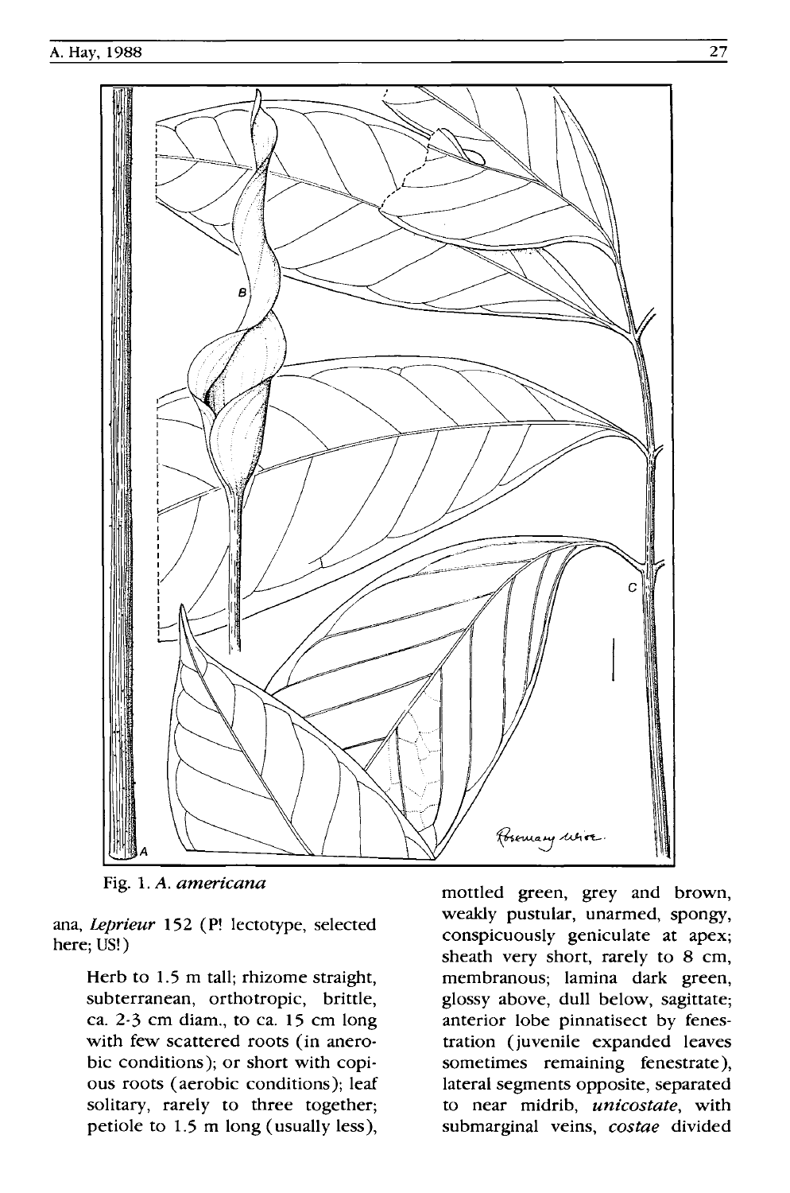Fig. 1. *A. americana*

ana, *Leprieur* 152 (P! lectotype, selected here; US!)

> Herb to 1.5 m tall; rhizome straight, subterranean, orthotropic, brittle, ca. 2-3 cm diam., to ca. 15 cm long with few scattered roots (in anerobic conditions); or short with copious roots (aerobic conditions); leaf solitary, rarely to three together; petiole to 1.5 m long (usually less), mottled green, grey and brown, weakly pustular, unarmed, spongy, conspicuously geniculate at apex; sheath very short, rarely to 8 cm, membranous; lamina dark green, glossy above, dull below, sagittate; anterior lobe pinnatisect by fenestration (juvenile expanded leaves sometimes remaining fenestrate), lateral segments opposite, separated to near midrib, *unicostate*, with submarginal veins, *costae* divided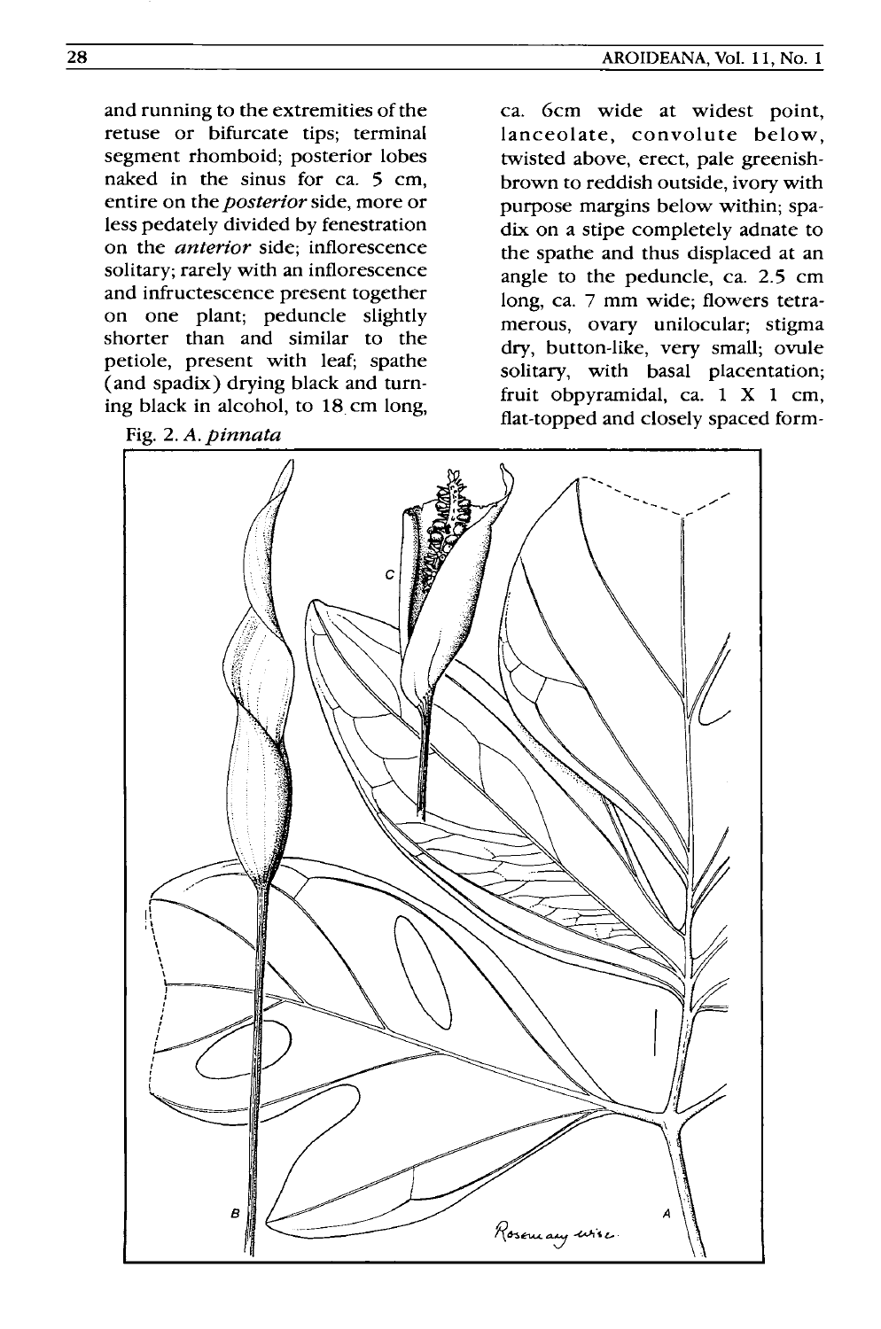and running to the extremities of the retuse or bifurcate tips; terminal segment rhomboid; posterior lobes naked in the sinus for ca. 5 cm, entire on the *posterior* side, more or less pedately divided by fenestration on the *anterior* side; inflorescence solitary; rarely with an inflorescence and infructescence present together on one plant; peduncle slightly shorter than and similar to the petiole, present with leaf; spathe (and spadix) drying black and turning black in alcohol, to 18 cm long, ca. 6cm wide at widest point, lanceolate, convolute below, twisted above, erect, pale greenish-brown to reddish outside, ivory with purpose margins below within; spadix on a stipe completely adnate to the spathe and thus displaced at an angle to the peduncle, ca. 2.5 cm long, ca. 7 mm wide; flowers tetramerous, ovary unilocular; stigma dry, button-like, very small; ovule solitary, with basal placentation; fruit obpyramidal, ca. 1 X 1 cm, flat-topped and closely spaced form-

Fig. 2. *A. pinnata*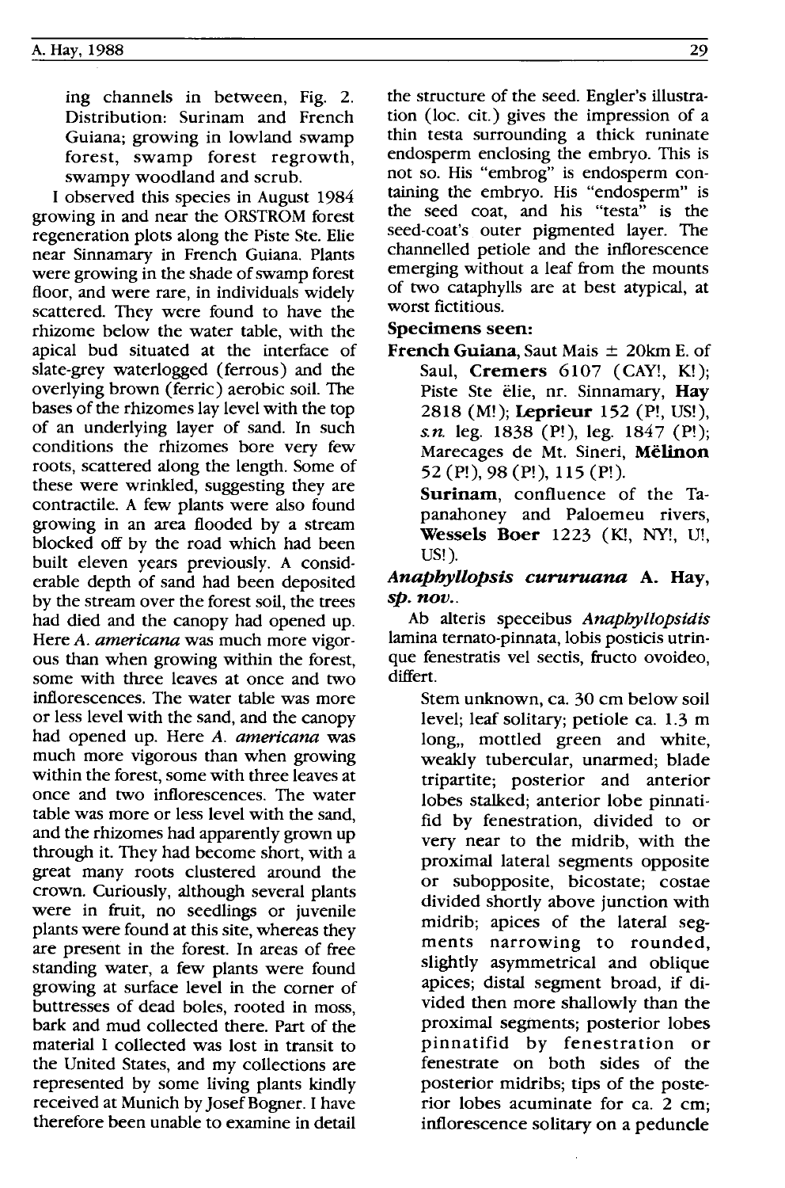ing channels in between, Fig. 2. Distribution: Surinam and French Guiana; growing in lowland swamp forest, swamp forest regrowth, swampy woodland and scrub.

I observed this species in August 1984 growing in and near the ORSTROM forest regeneration plots along the Piste Ste. Elie near Sinnamary in French Guiana. Plants were growing in the shade of swamp forest floor, and were rare, in individuals widely scattered. They were found to have the rhizome below the water table, with the apical bud situated at the interface of slate-grey waterlogged (ferrous) and the overlying brown (ferric) aerobic soil. The bases of the rhizomes lay level with the top of an underlying layer of sand. In such conditions the rhizomes bore very few roots, scattered along the length. Some of these were wrinkled, suggesting they are contractile. A few plants were also found growing in an area flooded by a stream blocked off by the road which had been built eleven years previously. A considerable depth of sand had been deposited by the stream over the forest soil, the trees had died and the canopy had opened up. Here *A. americana* was much more vigorous than when growing within the forest, some with three leaves at once and two inflorescences. The water table was more or less level with the sand, and the canopy had opened up. Here *A. americana* was much more vigorous than when growing within the forest, some with three leaves at once and two inflorescences. The water table was more or less level with the sand, and the rhizomes had apparently grown up through it. They had become short, with a great many roots clustered around the crown. Curiously, although several plants were in fruit, no seedlings or juvenile plants were found at this site, whereas they are present in the forest. In areas of free standing water, a few plants were found growing at surface level in the corner of buttresses of dead boles, rooted in moss, bark and mud collected there. Part of the material I collected was lost in transit to the United States, and my collections are represented by some living plants kindly received at Munich by Josef Bogner. I have therefore been unable to examine in detail the structure of the seed. Engler's illustration (loc. cit.) gives the impression of a thin testa surrounding a thick runinate endosperm enclosing the embryo. This is not so. His "embrog" is endosperm containing the embryo. His "endosperm" is the seed coat, and his "testa" is the seed-coat's outer pigmented layer. The channelled petiole and the inflorescence emerging without a leaf from the mounts of two cataphylls are at best atypical, at worst fictitious.

**Specimens seen:**

**French Guiana**, Saut Mais ± 20km E. of Saul, **Cremers** 6107 (CAY!, K!); Piste Ste ëlie, nr. Sinnamary, **Hay** 2818 (M!); **Leprieur** 152 (P!, US!), *s.n.* leg. 1838 (P!), leg. 1847 (P!); Marecages de Mt. Sineri, **Mëlinon** 52 (P!), 98 (P!), 115 (P!).

**Surinam**, confluence of the Tapanahoney and Paloemeu rivers, **Wessels Boer** 1223 (K!, NY!, U!, US!).

### ***Anaphyllopsis cururuana*** **A. Hay, *sp. nov.*.**

Ab alteris speceibus *Anaphyllopsidis* lamina ternato-pinnata, lobis posticis utrinque fenestratis vel sectis, fructo ovoideo, differt.

Stem unknown, ca. 30 cm below soil level; leaf solitary; petiole ca. 1.3 m long,, mottled green and white, weakly tubercular, unarmed; blade tripartite; posterior and anterior lobes stalked; anterior lobe pinnatifid by fenestration, divided to or very near to the midrib, with the proximal lateral segments opposite or subopposite, bicostate; costae divided shortly above junction with midrib; apices of the lateral segments narrowing to rounded, slightly asymmetrical and oblique apices; distal segment broad, if divided then more shallowly than the proximal segments; posterior lobes pinnatifid by fenestration or fenestrate on both sides of the posterior midribs; tips of the posterior lobes acuminate for ca. 2 cm; inflorescence solitary on a peduncle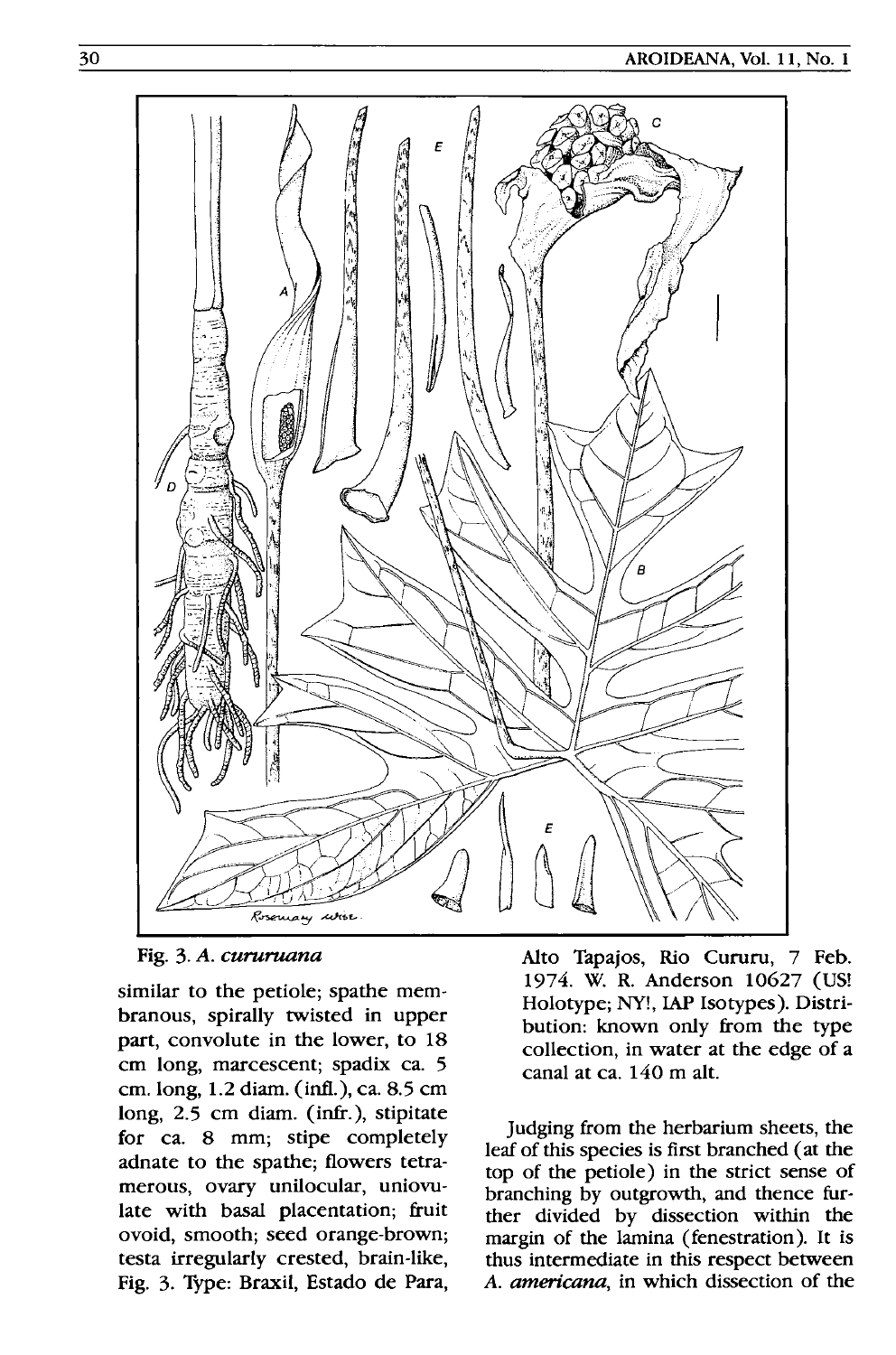Fig. 3. *A. cururuana*

similar to the petiole; spathe membranous, spirally twisted in upper part, convolute in the lower, to 18 cm long, marcescent; spadix ca. 5 cm. long, 1.2 diam. (infl.), ca. 8.5 cm long, 2.5 cm diam. (infr.), stipitate for ca. 8 mm; stipe completely adnate to the spathe; flowers tetramerous, ovary unilocular, uniovulate with basal placentation; fruit ovoid, smooth; seed orange-brown; testa irregularly crested, brain-like, Fig. 3. Type: Braxil, Estado de Para, Alto Tapajos, Rio Cururu, 7 Feb. 1974. W. R. Anderson 10627 (US! Holotype; NY!, IAP Isotypes). Distribution: known only from the type collection, in water at the edge of a canal at ca. 140 m alt.

Judging from the herbarium sheets, the leaf of this species is first branched (at the top of the petiole) in the strict sense of branching by outgrowth, and thence further divided by dissection within the margin of the lamina (fenestration). It is thus intermediate in this respect between *A. americana*, in which dissection of the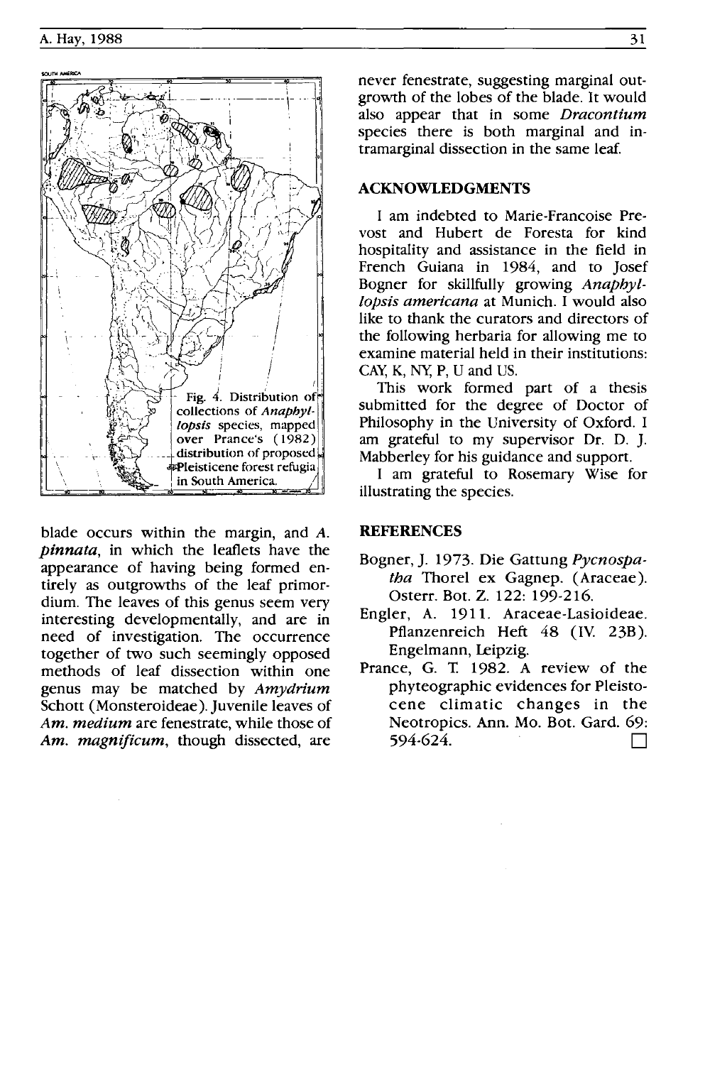Fig. 4. Distribution of collections of *Anaphyllopsis* species, mapped over Prance's (1982) distribution of proposed Pleisticene forest refugia in South America.

blade occurs within the margin, and *A. pinnata*, in which the leaflets have the appearance of having being formed entirely as outgrowths of the leaf primordium. The leaves of this genus seem very interesting developmentally, and are in need of investigation. The occurrence together of two such seemingly opposed methods of leaf dissection within one genus may be matched by *Amydrium* Schott (Monsteroideae). Juvenile leaves of *Am. medium* are fenestrate, while those of *Am. magnificum*, though dissected, are never fenestrate, suggesting marginal outgrowth of the lobes of the blade. It would also appear that in some *Dracontium* species there is both marginal and intramarginal dissection in the same leaf.

## ACKNOWLEDGMENTS

I am indebted to Marie-Francoise Prevost and Hubert de Foresta for kind hospitality and assistance in the field in French Guiana in 1984, and to Josef Bogner for skillfully growing *Anaphyllopsis americana* at Munich. I would also like to thank the curators and directors of the following herbaria for allowing me to examine material held in their institutions: CAY, K, NY, P, U and US.

This work formed part of a thesis submitted for the degree of Doctor of Philosophy in the University of Oxford. I am grateful to my supervisor Dr. D. J. Mabberley for his guidance and support.

I am grateful to Rosemary Wise for illustrating the species.

## REFERENCES

Bogner, J. 1973. Die Gattung *Pycnospatha* Thorel ex Gagnep. (Araceae). Osterr. Bot. Z. 122: 199-216.

Engler, A. 1911. Araceae-Lasioideae. Pflanzenreich Heft 48 (IV. 23B). Engelmann, Leipzig.

Prance, G. T. 1982. A review of the phyteographic evidences for Pleistocene climatic changes in the Neotropics. Ann. Mo. Bot. Gard. 69: 594-624.